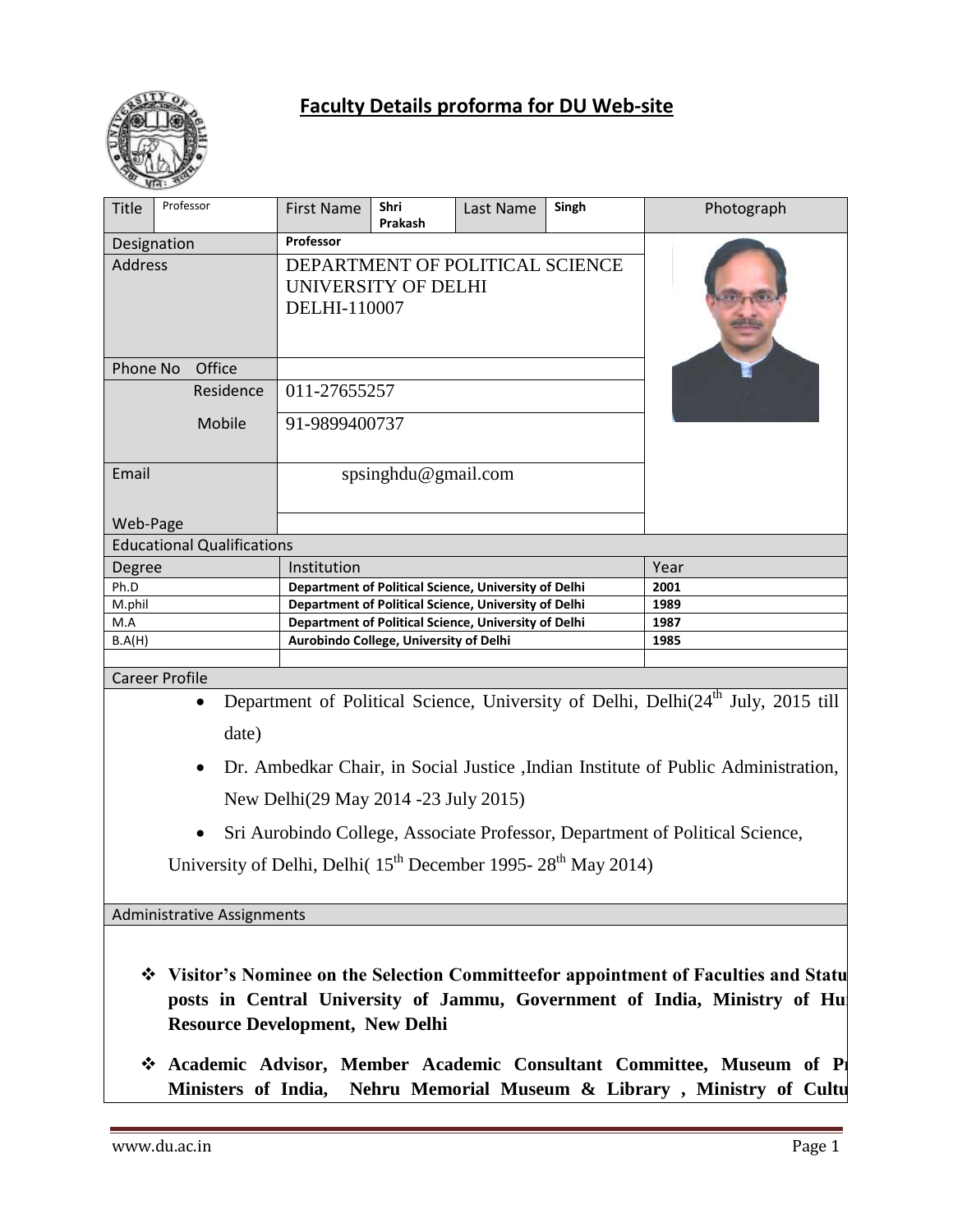# Faculty Details proforma for DU Web-site

| Title | Professor | First Name | Shri Prakash | Last Name | Singh | Photograph |
|---|---|---|---|---|---|---|
| Designation | | Professor | | | | |
| Address | | DEPARTMENT OF POLITICAL SCIENCE UNIVERSITY OF DELHI DELHI-110007 | | | | |
| Phone No | Office | | | | | |
| | Residence | 011-27655257 | | | | |
| | Mobile | 91-9899400737 | | | | |
| Email | | spsinghdu@gmail.com | | | | |
| Web-Page | | | | | | |

## Educational Qualifications

| Degree | Institution | Year |
|---|---|---|
| Ph.D | Department of Political Science, University of Delhi | 2001 |
| M.phil | Department of Political Science, University of Delhi | 1989 |
| M.A | Department of Political Science, University of Delhi | 1987 |
| B.A(H) | Aurobindo College, University of Delhi | 1985 |
| | | |

## Career Profile

- Department of Political Science, University of Delhi, Delhi(24th July, 2015 till date)
- Dr. Ambedkar Chair, in Social Justice ,Indian Institute of Public Administration, New Delhi(29 May 2014 -23 July 2015)
- Sri Aurobindo College, Associate Professor, Department of Political Science, University of Delhi, Delhi( 15th December 1995- 28th May 2014)

## Administrative Assignments

- **Visitor's Nominee on the Selection Committeefor appointment of Faculties and Statu posts in Central University of Jammu, Government of India, Ministry of Hu Resource Development, New Delhi**
- **Academic Advisor, Member Academic Consultant Committee, Museum of P Ministers of India, Nehru Memorial Museum & Library , Ministry of Cultu**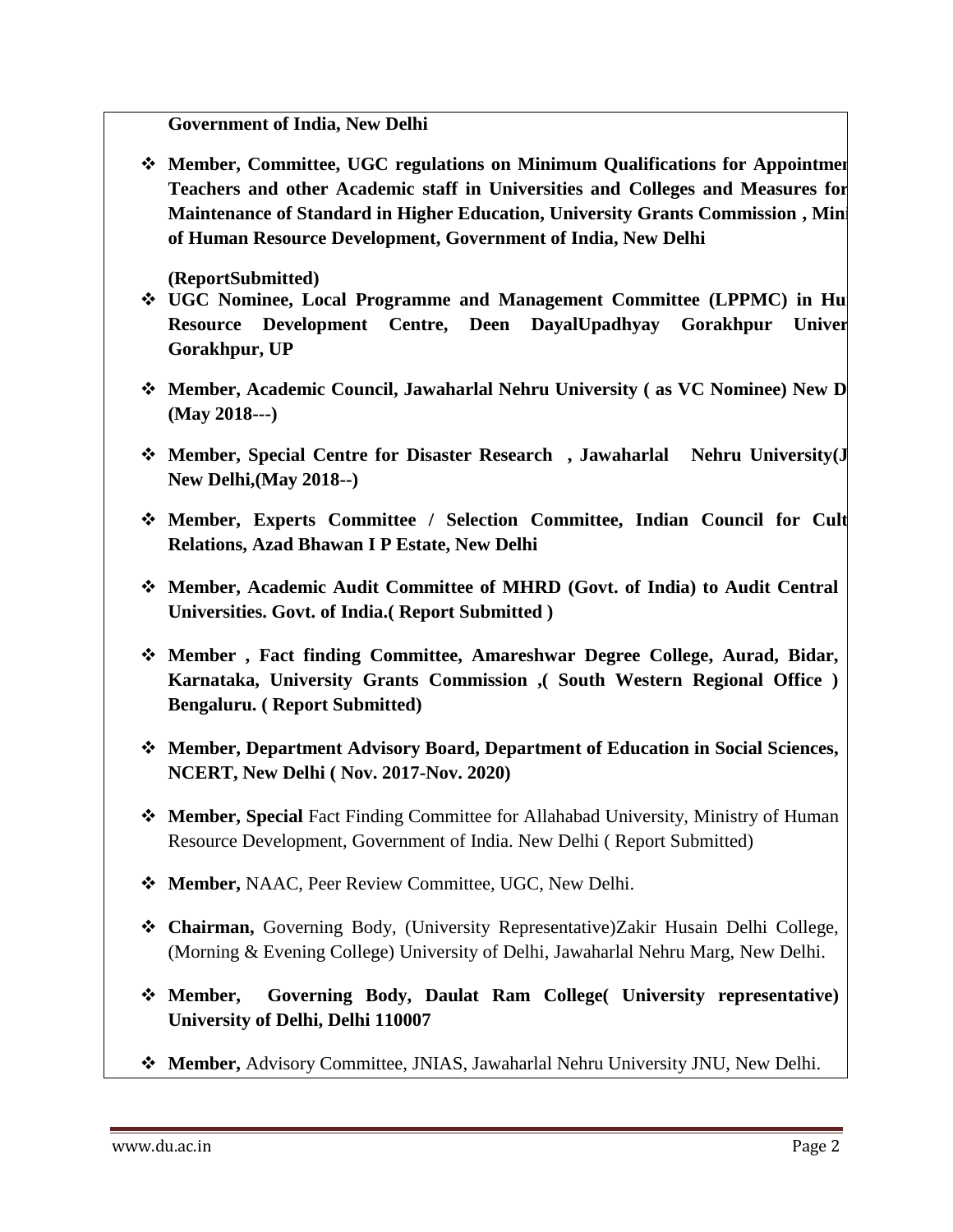**Government of India, New Delhi**

- **Member, Committee, UGC regulations on Minimum Qualifications for Appointmen Teachers and other Academic staff in Universities and Colleges and Measures for Maintenance of Standard in Higher Education, University Grants Commission , Mini of Human Resource Development, Government of India, New Delhi**

  **(ReportSubmitted)**
- **UGC Nominee, Local Programme and Management Committee (LPPMC) in Hu Resource Development Centre, Deen DayalUpadhyay Gorakhpur Univer Gorakhpur, UP**
- **Member, Academic Council, Jawaharlal Nehru University ( as VC Nominee) New D (May 2018---)**
- **Member, Special Centre for Disaster Research , Jawaharlal Nehru University(J New Delhi,(May 2018--)**
- **Member, Experts Committee / Selection Committee, Indian Council for Cult Relations, Azad Bhawan I P Estate, New Delhi**
- **Member, Academic Audit Committee of MHRD (Govt. of India) to Audit Central Universities. Govt. of India.( Report Submitted )**
- **Member , Fact finding Committee, Amareshwar Degree College, Aurad, Bidar, Karnataka, University Grants Commission ,( South Western Regional Office ) Bengaluru. ( Report Submitted)**
- **Member, Department Advisory Board, Department of Education in Social Sciences, NCERT, New Delhi ( Nov. 2017-Nov. 2020)**
- **Member, Special** Fact Finding Committee for Allahabad University, Ministry of Human Resource Development, Government of India. New Delhi ( Report Submitted)
- **Member,** NAAC, Peer Review Committee, UGC, New Delhi.
- **Chairman,** Governing Body, (University Representative)Zakir Husain Delhi College, (Morning & Evening College) University of Delhi, Jawaharlal Nehru Marg, New Delhi.
- **Member, Governing Body, Daulat Ram College( University representative) University of Delhi, Delhi 110007**
- **Member,** Advisory Committee, JNIAS, Jawaharlal Nehru University JNU, New Delhi.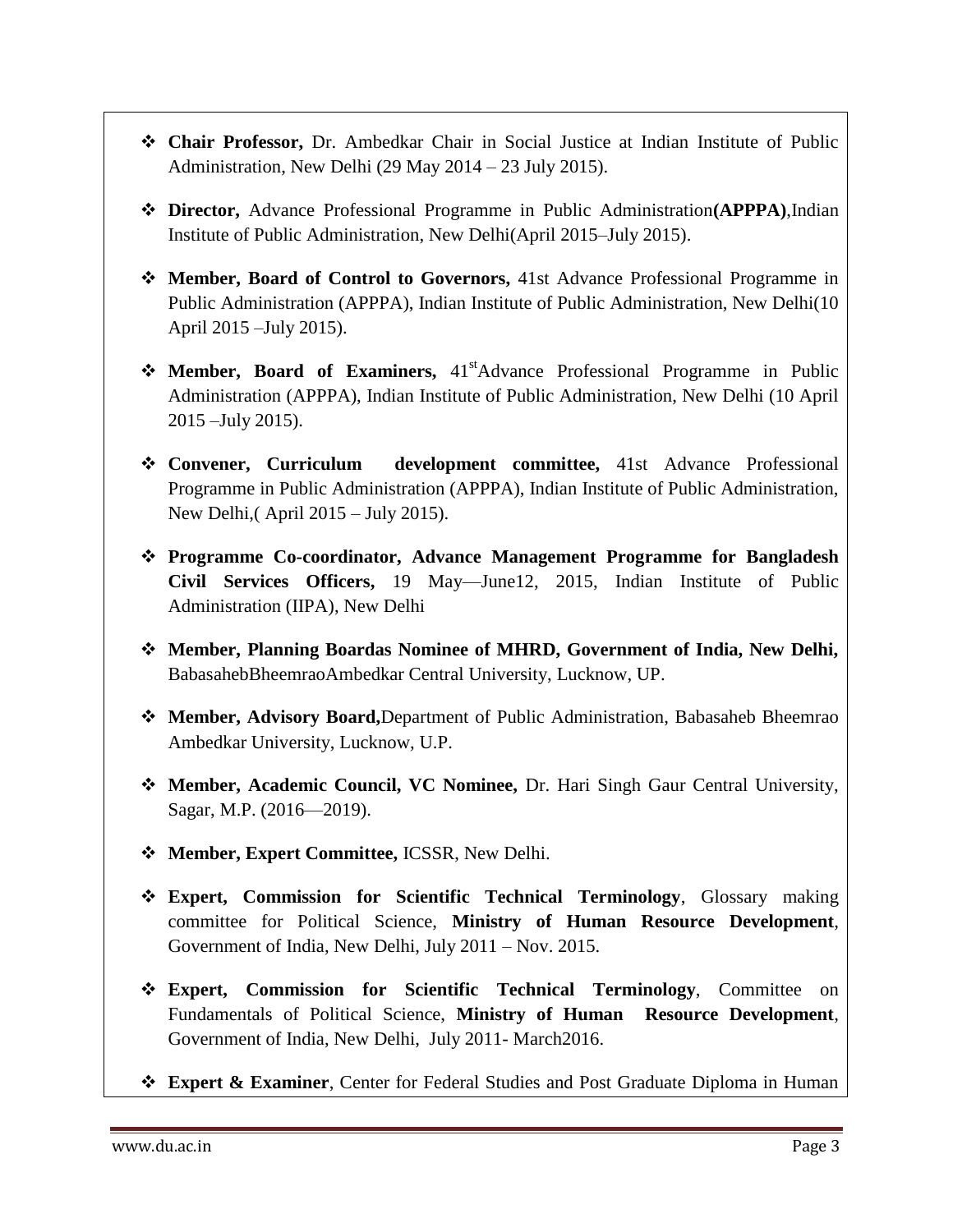- **Chair Professor,** Dr. Ambedkar Chair in Social Justice at Indian Institute of Public Administration, New Delhi (29 May 2014 – 23 July 2015).
- **Director,** Advance Professional Programme in Public Administration**(APPPA)**,Indian Institute of Public Administration, New Delhi(April 2015–July 2015).
- **Member, Board of Control to Governors,** 41st Advance Professional Programme in Public Administration (APPPA), Indian Institute of Public Administration, New Delhi(10 April 2015 –July 2015).
- **Member, Board of Examiners,** 41stAdvance Professional Programme in Public Administration (APPPA), Indian Institute of Public Administration, New Delhi (10 April 2015 –July 2015).
- **Convener, Curriculum development committee,** 41st Advance Professional Programme in Public Administration (APPPA), Indian Institute of Public Administration, New Delhi,( April 2015 – July 2015).
- **Programme Co-coordinator, Advance Management Programme for Bangladesh Civil Services Officers,** 19 May—June12, 2015, Indian Institute of Public Administration (IIPA), New Delhi
- **Member, Planning Boardas Nominee of MHRD, Government of India, New Delhi,** BabasahebBheemraoAmbedkar Central University, Lucknow, UP.
- **Member, Advisory Board,**Department of Public Administration, Babasaheb Bheemrao Ambedkar University, Lucknow, U.P.
- **Member, Academic Council, VC Nominee,** Dr. Hari Singh Gaur Central University, Sagar, M.P. (2016—2019).
- **Member, Expert Committee,** ICSSR, New Delhi.
- **Expert, Commission for Scientific Technical Terminology**, Glossary making committee for Political Science, **Ministry of Human Resource Development**, Government of India, New Delhi, July 2011 – Nov. 2015.
- **Expert, Commission for Scientific Technical Terminology**, Committee on Fundamentals of Political Science, **Ministry of Human Resource Development**, Government of India, New Delhi, July 2011- March2016.
- **Expert & Examiner**, Center for Federal Studies and Post Graduate Diploma in Human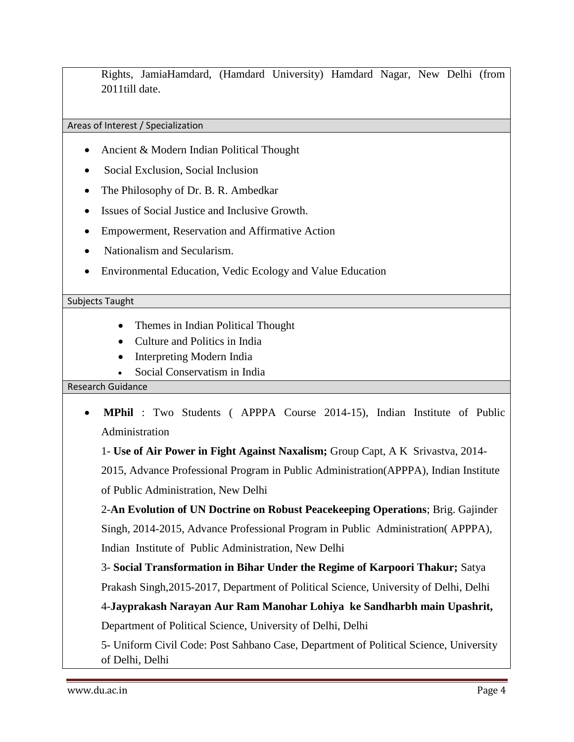Rights, JamiaHamdard, (Hamdard University) Hamdard Nagar, New Delhi (from 2011till date.

## Areas of Interest / Specialization

- Ancient & Modern Indian Political Thought
- Social Exclusion, Social Inclusion
- The Philosophy of Dr. B. R. Ambedkar
- Issues of Social Justice and Inclusive Growth.
- Empowerment, Reservation and Affirmative Action
- Nationalism and Secularism.
- Environmental Education, Vedic Ecology and Value Education

## Subjects Taught

- Themes in Indian Political Thought
- Culture and Politics in India
- Interpreting Modern India
- Social Conservatism in India

## Research Guidance

- **MPhil** : Two Students ( APPPA Course 2014-15), Indian Institute of Public Administration

  1- **Use of Air Power in Fight Against Naxalism;** Group Capt, A K Srivastva, 2014-2015, Advance Professional Program in Public Administration(APPPA), Indian Institute of Public Administration, New Delhi

  2-**An Evolution of UN Doctrine on Robust Peacekeeping Operations**; Brig. Gajinder Singh, 2014-2015, Advance Professional Program in Public Administration( APPPA), Indian Institute of Public Administration, New Delhi

  3- **Social Transformation in Bihar Under the Regime of Karpoori Thakur;** Satya Prakash Singh,2015-2017, Department of Political Science, University of Delhi, Delhi

  4-**Jayprakash Narayan Aur Ram Manohar Lohiya ke Sandharbh main Upashrit,** Department of Political Science, University of Delhi, Delhi

  5- Uniform Civil Code: Post Sahbano Case, Department of Political Science, University of Delhi, Delhi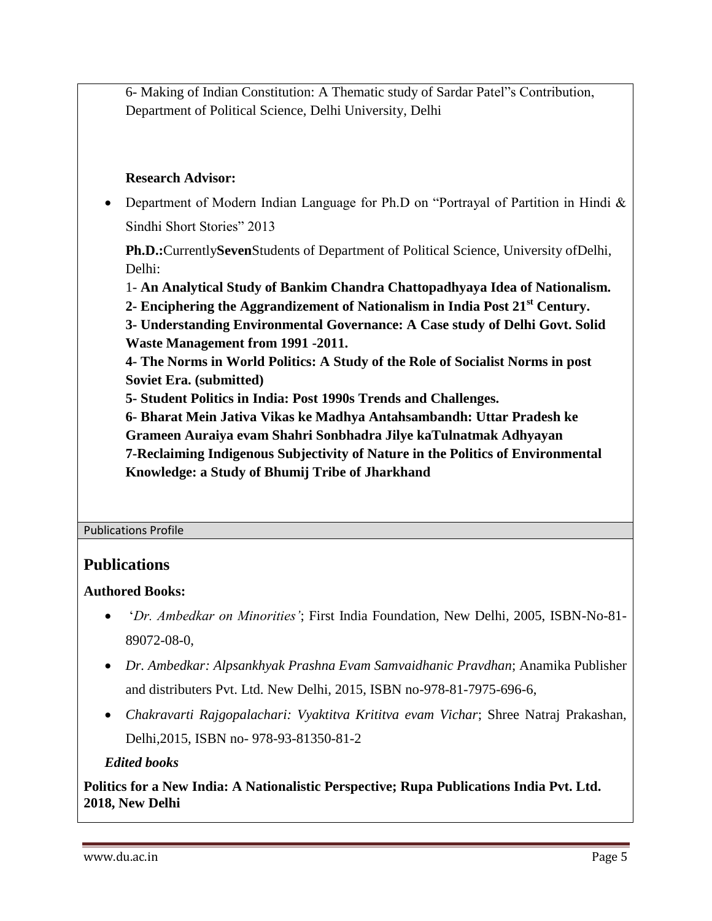6- Making of Indian Constitution: A Thematic study of Sardar Patel"s Contribution, Department of Political Science, Delhi University, Delhi

**Research Advisor:**

- Department of Modern Indian Language for Ph.D on "Portrayal of Partition in Hindi & Sindhi Short Stories" 2013

**Ph.D.:**Currently**Seven**Students of Department of Political Science, University ofDelhi, Delhi:

1- **An Analytical Study of Bankim Chandra Chattopadhyaya Idea of Nationalism.**
**2- Enciphering the Aggrandizement of Nationalism in India Post 21st Century.**
**3- Understanding Environmental Governance: A Case study of Delhi Govt. Solid Waste Management from 1991 -2011.**
**4- The Norms in World Politics: A Study of the Role of Socialist Norms in post Soviet Era. (submitted)**
**5- Student Politics in India: Post 1990s Trends and Challenges.**
**6- Bharat Mein Jativa Vikas ke Madhya Antahsambandh: Uttar Pradesh ke Grameen Auraiya evam Shahri Sonbhadra Jilye kaTulnatmak Adhyayan**
**7-Reclaiming Indigenous Subjectivity of Nature in the Politics of Environmental Knowledge: a Study of Bhumij Tribe of Jharkhand**

Publications Profile

## Publications

**Authored Books:**

- '*Dr. Ambedkar on Minorities'*; First India Foundation, New Delhi, 2005, ISBN-No-81-89072-08-0,
- *Dr. Ambedkar: Alpsankhyak Prashna Evam Samvaidhanic Pravdhan*; Anamika Publisher and distributers Pvt. Ltd. New Delhi, 2015, ISBN no-978-81-7975-696-6,
- *Chakravarti Rajgopalachari: Vyaktitva Krititva evam Vichar*; Shree Natraj Prakashan, Delhi,2015, ISBN no- 978-93-81350-81-2

***Edited books***

**Politics for a New India: A Nationalistic Perspective; Rupa Publications India Pvt. Ltd. 2018, New Delhi**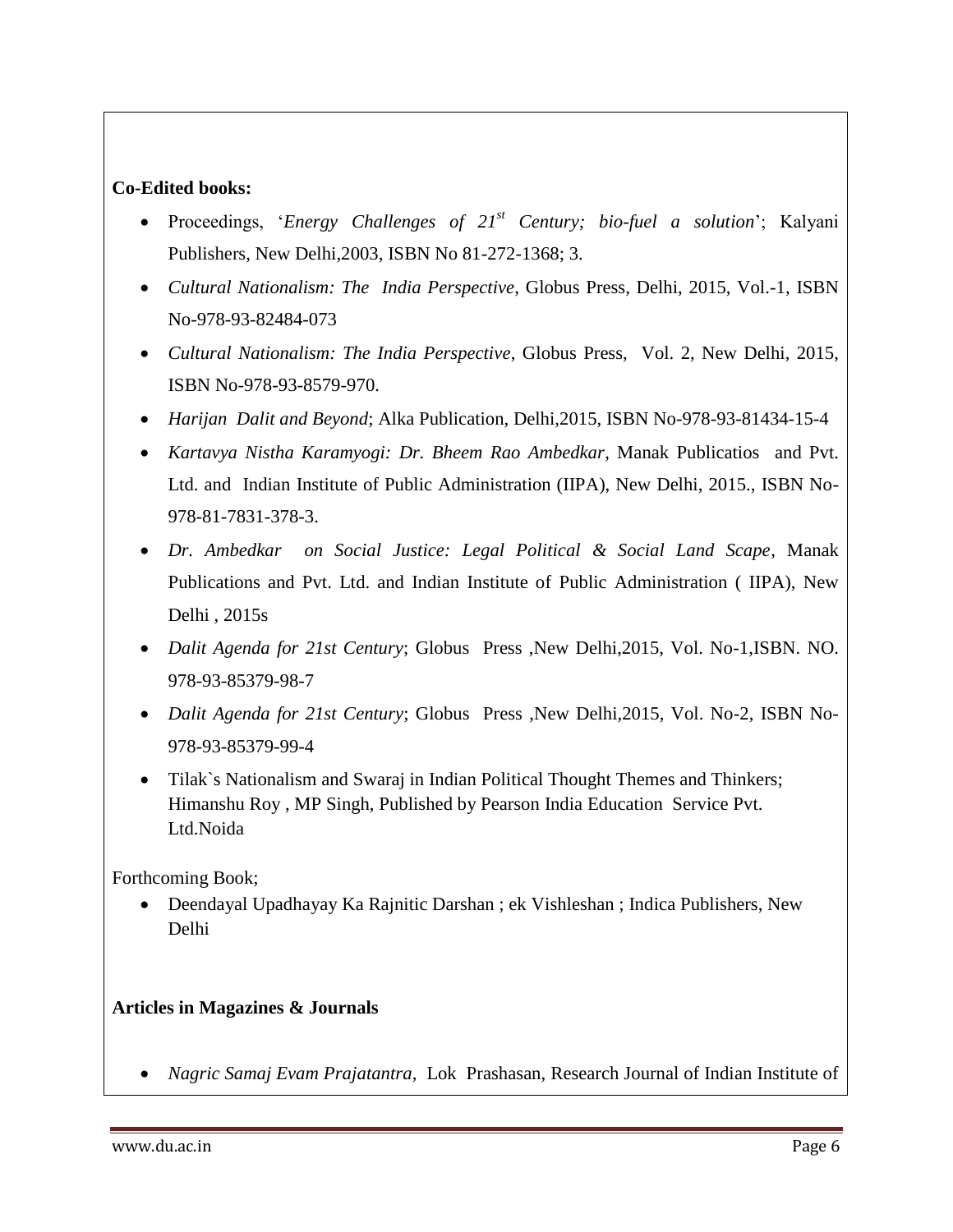**Co-Edited books:**

- Proceedings, '*Energy Challenges of 21st Century; bio-fuel a solution*'; Kalyani Publishers, New Delhi,2003, ISBN No 81-272-1368; 3.
- *Cultural Nationalism: The India Perspective*, Globus Press, Delhi, 2015, Vol.-1, ISBN No-978-93-82484-073
- *Cultural Nationalism: The India Perspective*, Globus Press, Vol. 2, New Delhi, 2015, ISBN No-978-93-8579-970.
- *Harijan Dalit and Beyond*; Alka Publication, Delhi,2015, ISBN No-978-93-81434-15-4
- *Kartavya Nistha Karamyogi: Dr. Bheem Rao Ambedkar*, Manak Publicatios and Pvt. Ltd. and Indian Institute of Public Administration (IIPA), New Delhi, 2015., ISBN No-978-81-7831-378-3.
- *Dr. Ambedkar on Social Justice: Legal Political & Social Land Scape*, Manak Publications and Pvt. Ltd. and Indian Institute of Public Administration ( IIPA), New Delhi , 2015s
- *Dalit Agenda for 21st Century*; Globus Press ,New Delhi,2015, Vol. No-1,ISBN. NO. 978-93-85379-98-7
- *Dalit Agenda for 21st Century*; Globus Press ,New Delhi,2015, Vol. No-2, ISBN No-978-93-85379-99-4
- Tilak`s Nationalism and Swaraj in Indian Political Thought Themes and Thinkers; Himanshu Roy , MP Singh, Published by Pearson India Education Service Pvt. Ltd.Noida

Forthcoming Book;

- Deendayal Upadhayay Ka Rajnitic Darshan ; ek Vishleshan ; Indica Publishers, New Delhi

**Articles in Magazines & Journals**

- *Nagric Samaj Evam Prajatantra*, Lok Prashasan, Research Journal of Indian Institute of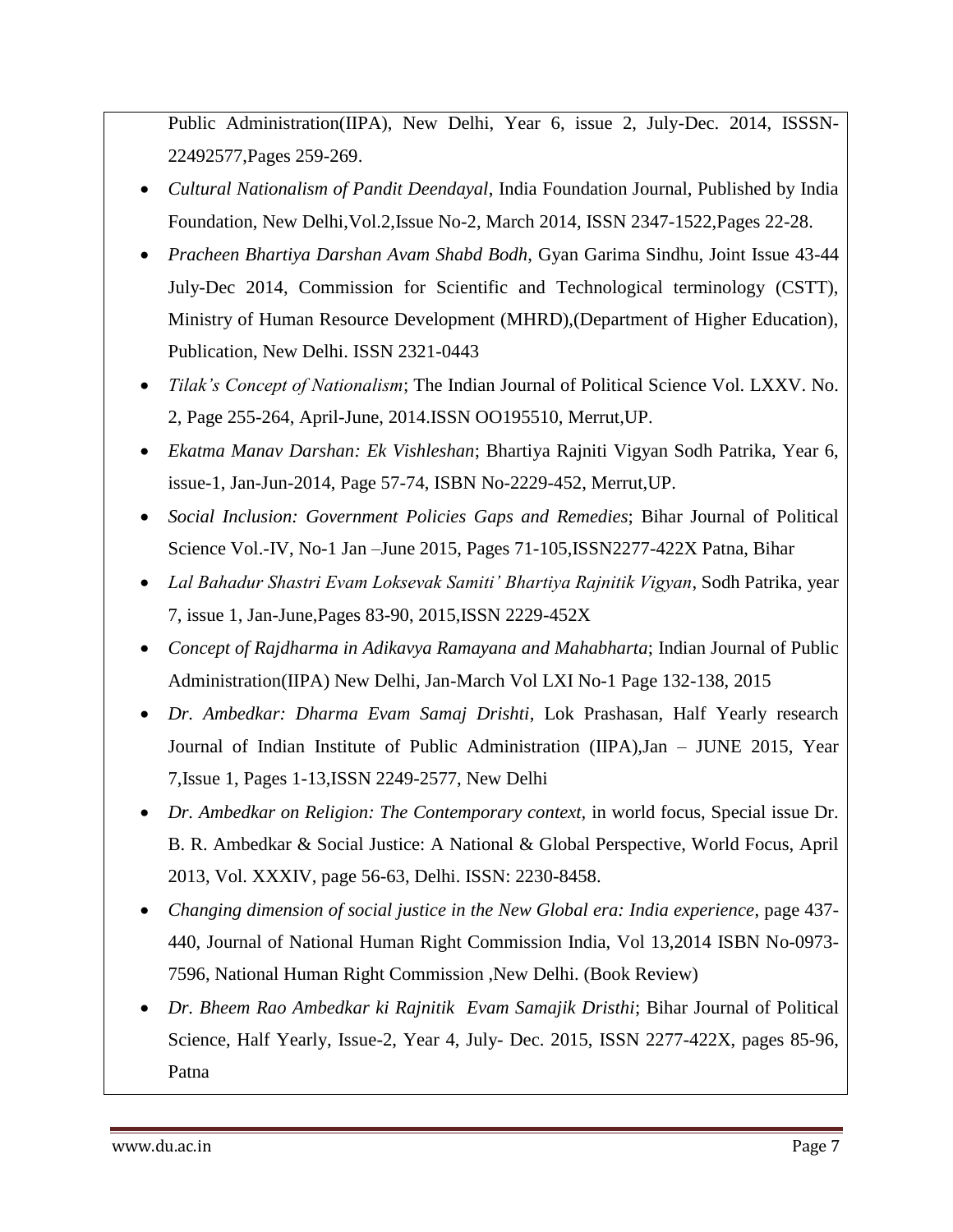Public Administration(IIPA), New Delhi, Year 6, issue 2, July-Dec. 2014, ISSSN-22492577,Pages 259-269.

- *Cultural Nationalism of Pandit Deendayal*, India Foundation Journal, Published by India Foundation, New Delhi,Vol.2,Issue No-2, March 2014, ISSN 2347-1522,Pages 22-28.
- *Pracheen Bhartiya Darshan Avam Shabd Bodh*, Gyan Garima Sindhu, Joint Issue 43-44 July-Dec 2014, Commission for Scientific and Technological terminology (CSTT), Ministry of Human Resource Development (MHRD),(Department of Higher Education), Publication, New Delhi. ISSN 2321-0443
- *Tilak's Concept of Nationalism*; The Indian Journal of Political Science Vol. LXXV. No. 2, Page 255-264, April-June, 2014.ISSN OO195510, Merrut,UP.
- *Ekatma Manav Darshan: Ek Vishleshan*; Bhartiya Rajniti Vigyan Sodh Patrika, Year 6, issue-1, Jan-Jun-2014, Page 57-74, ISBN No-2229-452, Merrut,UP.
- *Social Inclusion: Government Policies Gaps and Remedies*; Bihar Journal of Political Science Vol.-IV, No-1 Jan –June 2015, Pages 71-105,ISSN2277-422X Patna, Bihar
- *Lal Bahadur Shastri Evam Loksevak Samiti' Bhartiya Rajnitik Vigyan*, Sodh Patrika, year 7, issue 1, Jan-June,Pages 83-90, 2015,ISSN 2229-452X
- *Concept of Rajdharma in Adikavya Ramayana and Mahabharta*; Indian Journal of Public Administration(IIPA) New Delhi, Jan-March Vol LXI No-1 Page 132-138, 2015
- *Dr. Ambedkar: Dharma Evam Samaj Drishti*, Lok Prashasan, Half Yearly research Journal of Indian Institute of Public Administration (IIPA),Jan – JUNE 2015, Year 7,Issue 1, Pages 1-13,ISSN 2249-2577, New Delhi
- *Dr. Ambedkar on Religion: The Contemporary context,* in world focus, Special issue Dr. B. R. Ambedkar & Social Justice: A National & Global Perspective, World Focus, April 2013, Vol. XXXIV, page 56-63, Delhi. ISSN: 2230-8458.
- *Changing dimension of social justice in the New Global era: India experience*, page 437-440, Journal of National Human Right Commission India, Vol 13,2014 ISBN No-0973-7596, National Human Right Commission ,New Delhi. (Book Review)
- *Dr. Bheem Rao Ambedkar ki Rajnitik Evam Samajik Dristhi*; Bihar Journal of Political Science, Half Yearly, Issue-2, Year 4, July- Dec. 2015, ISSN 2277-422X, pages 85-96, Patna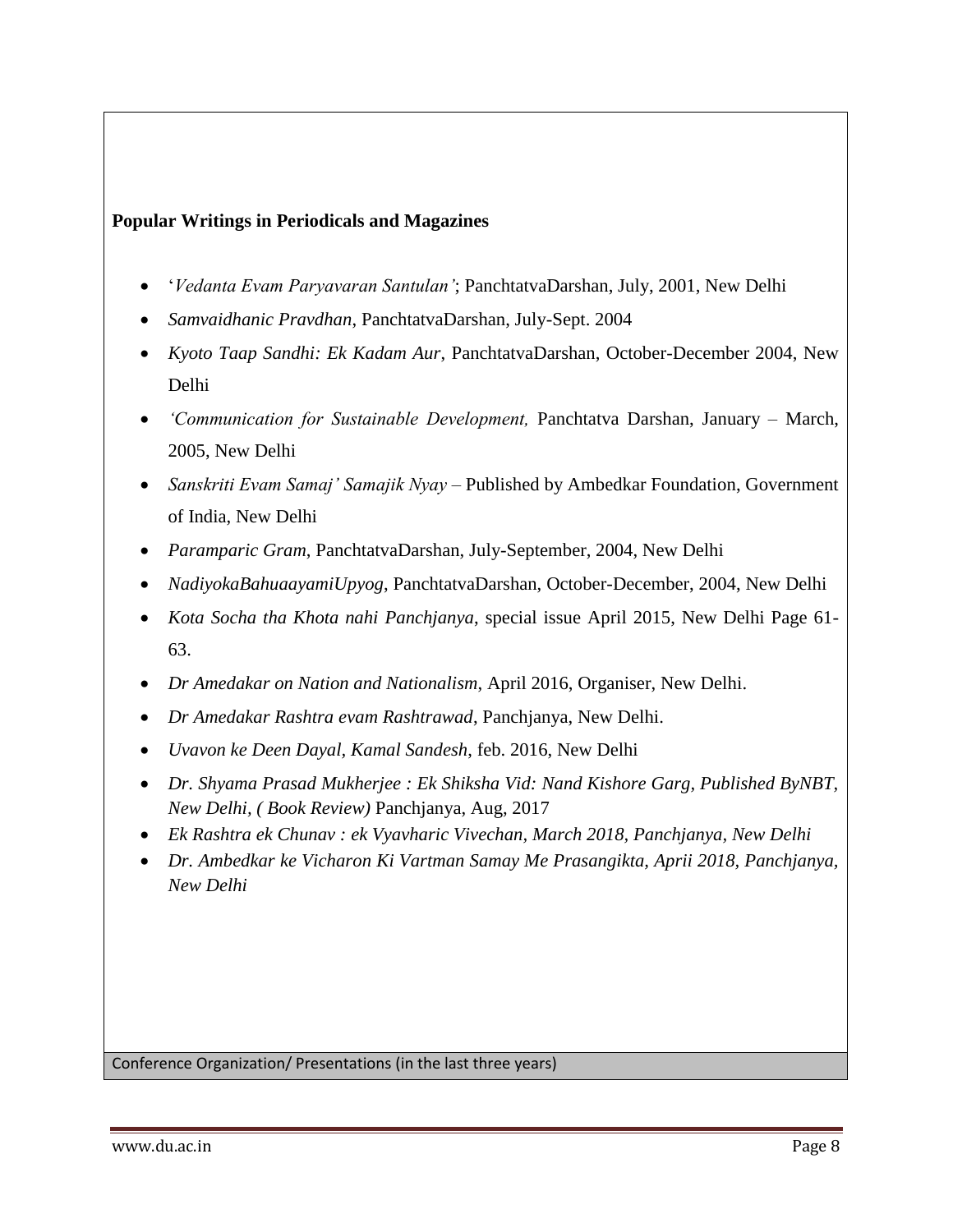**Popular Writings in Periodicals and Magazines**

- '*Vedanta Evam Paryavaran Santulan'*; PanchtatvaDarshan, July, 2001, New Delhi
- *Samvaidhanic Pravdhan*, PanchtatvaDarshan, July-Sept. 2004
- *Kyoto Taap Sandhi: Ek Kadam Aur*, PanchtatvaDarshan, October-December 2004, New Delhi
- *'Communication for Sustainable Development,* Panchtatva Darshan, January – March, 2005, New Delhi
- *Sanskriti Evam Samaj' Samajik Nyay* – Published by Ambedkar Foundation, Government of India, New Delhi
- *Paramparic Gram*, PanchtatvaDarshan, July-September, 2004, New Delhi
- *NadiyokaBahuaayamiUpyog*, PanchtatvaDarshan, October-December, 2004, New Delhi
- *Kota Socha tha Khota nahi Panchjanya*, special issue April 2015, New Delhi Page 61-63.
- *Dr Amedakar on Nation and Nationalism*, April 2016, Organiser, New Delhi.
- *Dr Amedakar Rashtra evam Rashtrawad*, Panchjanya, New Delhi.
- *Uvavon ke Deen Dayal, Kamal Sandesh*, feb. 2016, New Delhi
- *Dr. Shyama Prasad Mukherjee : Ek Shiksha Vid: Nand Kishore Garg, Published ByNBT, New Delhi, ( Book Review)* Panchjanya, Aug, 2017
- *Ek Rashtra ek Chunav : ek Vyavharic Vivechan, March 2018, Panchjanya, New Delhi*
- *Dr. Ambedkar ke Vicharon Ki Vartman Samay Me Prasangikta, Aprii 2018, Panchjanya, New Delhi*

Conference Organization/ Presentations (in the last three years)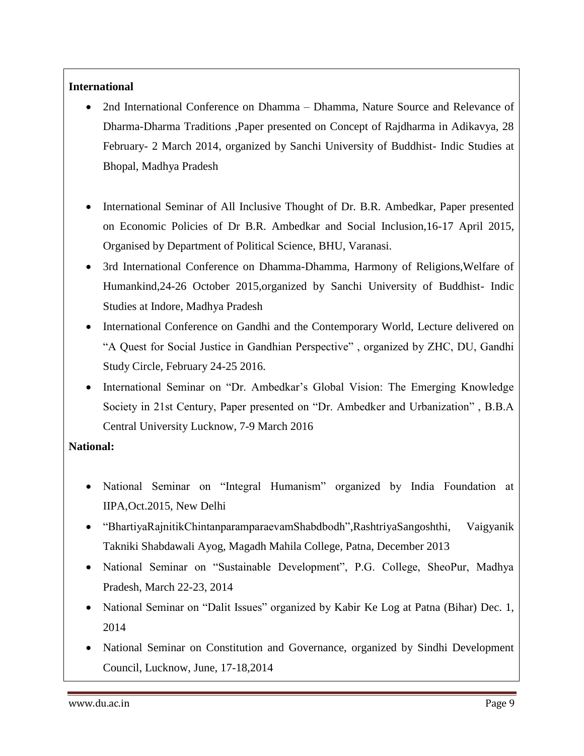**International**

- 2nd International Conference on Dhamma – Dhamma, Nature Source and Relevance of Dharma-Dharma Traditions ,Paper presented on Concept of Rajdharma in Adikavya, 28 February- 2 March 2014, organized by Sanchi University of Buddhist- Indic Studies at Bhopal, Madhya Pradesh

- International Seminar of All Inclusive Thought of Dr. B.R. Ambedkar, Paper presented on Economic Policies of Dr B.R. Ambedkar and Social Inclusion,16-17 April 2015, Organised by Department of Political Science, BHU, Varanasi.
- 3rd International Conference on Dhamma-Dhamma, Harmony of Religions,Welfare of Humankind,24-26 October 2015,organized by Sanchi University of Buddhist- Indic Studies at Indore, Madhya Pradesh
- International Conference on Gandhi and the Contemporary World, Lecture delivered on "A Quest for Social Justice in Gandhian Perspective" , organized by ZHC, DU, Gandhi Study Circle, February 24-25 2016.
- International Seminar on "Dr. Ambedkar's Global Vision: The Emerging Knowledge Society in 21st Century, Paper presented on "Dr. Ambedker and Urbanization" , B.B.A Central University Lucknow, 7-9 March 2016

**National:**

- National Seminar on "Integral Humanism" organized by India Foundation at IIPA,Oct.2015, New Delhi
- "BhartiyaRajnitikChintanparamparaevamShabdbodh",RashtriyaSangoshthi, Vaigyanik Takniki Shabdawali Ayog, Magadh Mahila College, Patna, December 2013
- National Seminar on "Sustainable Development", P.G. College, SheoPur, Madhya Pradesh, March 22-23, 2014
- National Seminar on "Dalit Issues" organized by Kabir Ke Log at Patna (Bihar) Dec. 1, 2014
- National Seminar on Constitution and Governance, organized by Sindhi Development Council, Lucknow, June, 17-18,2014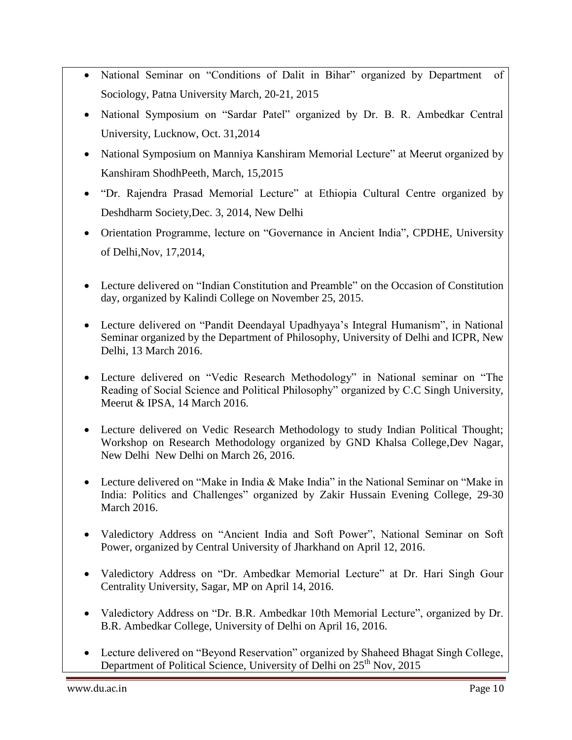- National Seminar on "Conditions of Dalit in Bihar" organized by Department of Sociology, Patna University March, 20-21, 2015
- National Symposium on "Sardar Patel" organized by Dr. B. R. Ambedkar Central University, Lucknow, Oct. 31,2014
- National Symposium on Manniya Kanshiram Memorial Lecture" at Meerut organized by Kanshiram ShodhPeeth, March, 15,2015
- "Dr. Rajendra Prasad Memorial Lecture" at Ethiopia Cultural Centre organized by Deshdharm Society,Dec. 3, 2014, New Delhi
- Orientation Programme, lecture on "Governance in Ancient India", CPDHE, University of Delhi,Nov, 17,2014,
- Lecture delivered on "Indian Constitution and Preamble" on the Occasion of Constitution day, organized by Kalindi College on November 25, 2015.
- Lecture delivered on "Pandit Deendayal Upadhyaya's Integral Humanism", in National Seminar organized by the Department of Philosophy, University of Delhi and ICPR, New Delhi, 13 March 2016.
- Lecture delivered on "Vedic Research Methodology" in National seminar on "The Reading of Social Science and Political Philosophy" organized by C.C Singh University, Meerut & IPSA, 14 March 2016.
- Lecture delivered on Vedic Research Methodology to study Indian Political Thought; Workshop on Research Methodology organized by GND Khalsa College,Dev Nagar, New Delhi New Delhi on March 26, 2016.
- Lecture delivered on "Make in India & Make India" in the National Seminar on "Make in India: Politics and Challenges" organized by Zakir Hussain Evening College, 29-30 March 2016.
- Valedictory Address on "Ancient India and Soft Power", National Seminar on Soft Power, organized by Central University of Jharkhand on April 12, 2016.
- Valedictory Address on "Dr. Ambedkar Memorial Lecture" at Dr. Hari Singh Gour Centrality University, Sagar, MP on April 14, 2016.
- Valedictory Address on "Dr. B.R. Ambedkar 10th Memorial Lecture", organized by Dr. B.R. Ambedkar College, University of Delhi on April 16, 2016.
- Lecture delivered on "Beyond Reservation" organized by Shaheed Bhagat Singh College, Department of Political Science, University of Delhi on 25th Nov, 2015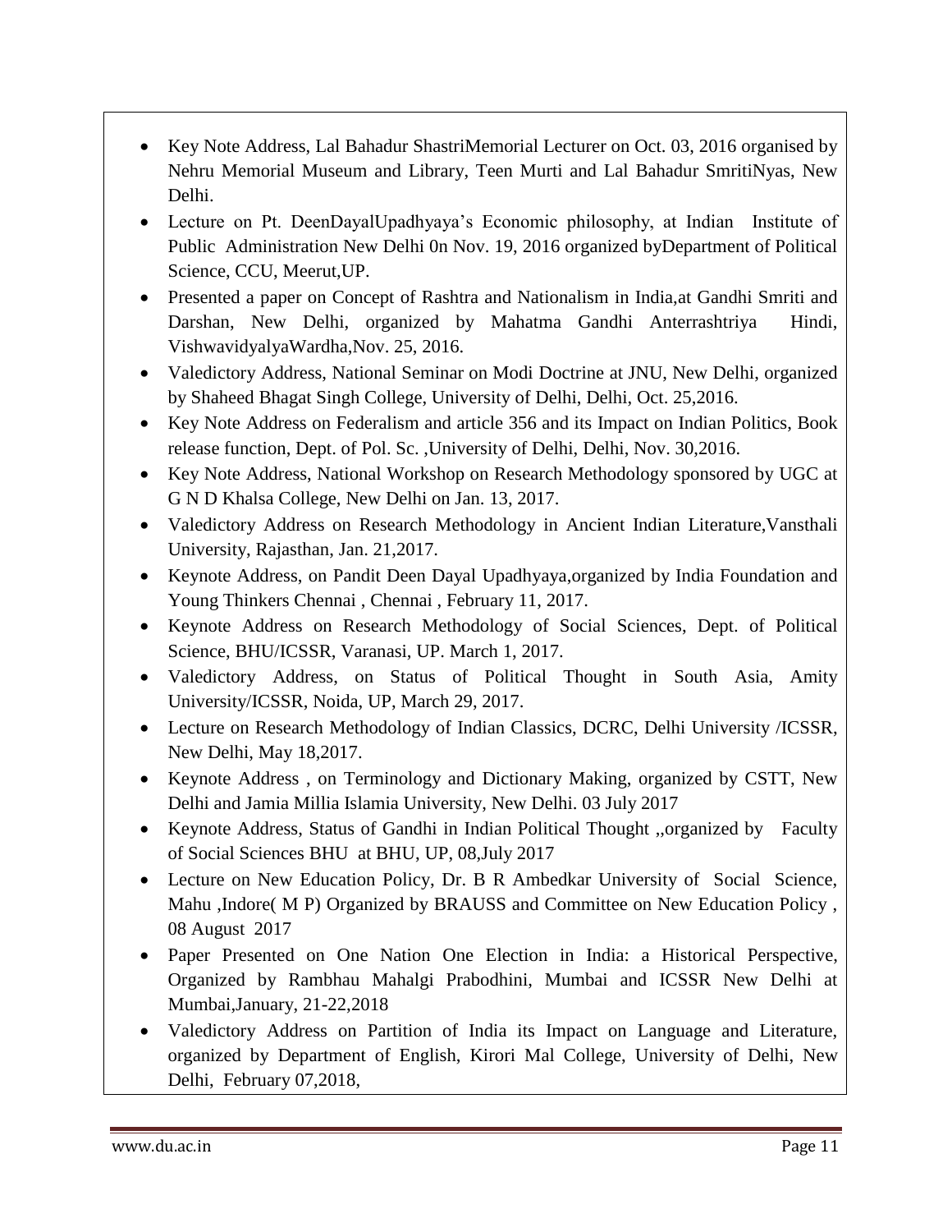- Key Note Address, Lal Bahadur ShastriMemorial Lecturer on Oct. 03, 2016 organised by Nehru Memorial Museum and Library, Teen Murti and Lal Bahadur SmritiNyas, New Delhi.
- Lecture on Pt. DeenDayalUpadhyaya's Economic philosophy, at Indian Institute of Public Administration New Delhi 0n Nov. 19, 2016 organized byDepartment of Political Science, CCU, Meerut,UP.
- Presented a paper on Concept of Rashtra and Nationalism in India,at Gandhi Smriti and Darshan, New Delhi, organized by Mahatma Gandhi Anterrashtriya Hindi, VishwavidyalyaWardha,Nov. 25, 2016.
- Valedictory Address, National Seminar on Modi Doctrine at JNU, New Delhi, organized by Shaheed Bhagat Singh College, University of Delhi, Delhi, Oct. 25,2016.
- Key Note Address on Federalism and article 356 and its Impact on Indian Politics, Book release function, Dept. of Pol. Sc. ,University of Delhi, Delhi, Nov. 30,2016.
- Key Note Address, National Workshop on Research Methodology sponsored by UGC at G N D Khalsa College, New Delhi on Jan. 13, 2017.
- Valedictory Address on Research Methodology in Ancient Indian Literature,Vansthali University, Rajasthan, Jan. 21,2017.
- Keynote Address, on Pandit Deen Dayal Upadhyaya,organized by India Foundation and Young Thinkers Chennai , Chennai , February 11, 2017.
- Keynote Address on Research Methodology of Social Sciences, Dept. of Political Science, BHU/ICSSR, Varanasi, UP. March 1, 2017.
- Valedictory Address, on Status of Political Thought in South Asia, Amity University/ICSSR, Noida, UP, March 29, 2017.
- Lecture on Research Methodology of Indian Classics, DCRC, Delhi University /ICSSR, New Delhi, May 18,2017.
- Keynote Address , on Terminology and Dictionary Making, organized by CSTT, New Delhi and Jamia Millia Islamia University, New Delhi. 03 July 2017
- Keynote Address, Status of Gandhi in Indian Political Thought ,,organized by Faculty of Social Sciences BHU at BHU, UP, 08,July 2017
- Lecture on New Education Policy, Dr. B R Ambedkar University of Social Science, Mahu ,Indore( M P) Organized by BRAUSS and Committee on New Education Policy , 08 August 2017
- Paper Presented on One Nation One Election in India: a Historical Perspective, Organized by Rambhau Mahalgi Prabodhini, Mumbai and ICSSR New Delhi at Mumbai,January, 21-22,2018
- Valedictory Address on Partition of India its Impact on Language and Literature, organized by Department of English, Kirori Mal College, University of Delhi, New Delhi, February 07,2018,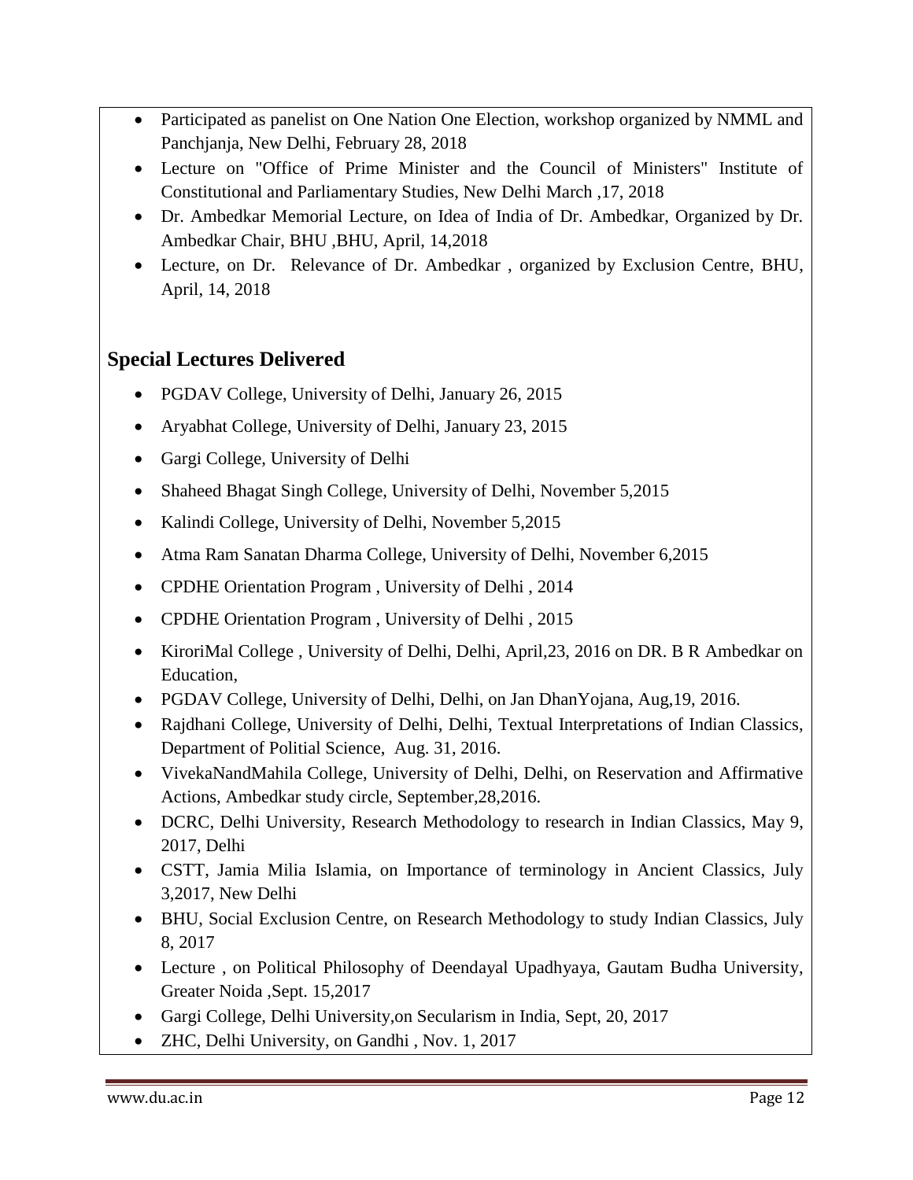- Participated as panelist on One Nation One Election, workshop organized by NMML and Panchjanja, New Delhi, February 28, 2018
- Lecture on "Office of Prime Minister and the Council of Ministers" Institute of Constitutional and Parliamentary Studies, New Delhi March ,17, 2018
- Dr. Ambedkar Memorial Lecture, on Idea of India of Dr. Ambedkar, Organized by Dr. Ambedkar Chair, BHU ,BHU, April, 14,2018
- Lecture, on Dr. Relevance of Dr. Ambedkar , organized by Exclusion Centre, BHU, April, 14, 2018

## Special Lectures Delivered

- PGDAV College, University of Delhi, January 26, 2015
- Aryabhat College, University of Delhi, January 23, 2015
- Gargi College, University of Delhi
- Shaheed Bhagat Singh College, University of Delhi, November 5,2015
- Kalindi College, University of Delhi, November 5,2015
- Atma Ram Sanatan Dharma College, University of Delhi, November 6,2015
- CPDHE Orientation Program , University of Delhi , 2014
- CPDHE Orientation Program , University of Delhi , 2015
- KiroriMal College , University of Delhi, Delhi, April,23, 2016 on DR. B R Ambedkar on Education,
- PGDAV College, University of Delhi, Delhi, on Jan DhanYojana, Aug,19, 2016.
- Rajdhani College, University of Delhi, Delhi, Textual Interpretations of Indian Classics, Department of Politial Science, Aug. 31, 2016.
- VivekaNandMahila College, University of Delhi, Delhi, on Reservation and Affirmative Actions, Ambedkar study circle, September,28,2016.
- DCRC, Delhi University, Research Methodology to research in Indian Classics, May 9, 2017, Delhi
- CSTT, Jamia Milia Islamia, on Importance of terminology in Ancient Classics, July 3,2017, New Delhi
- BHU, Social Exclusion Centre, on Research Methodology to study Indian Classics, July 8, 2017
- Lecture , on Political Philosophy of Deendayal Upadhyaya, Gautam Budha University, Greater Noida ,Sept. 15,2017
- Gargi College, Delhi University,on Secularism in India, Sept, 20, 2017
- ZHC, Delhi University, on Gandhi , Nov. 1, 2017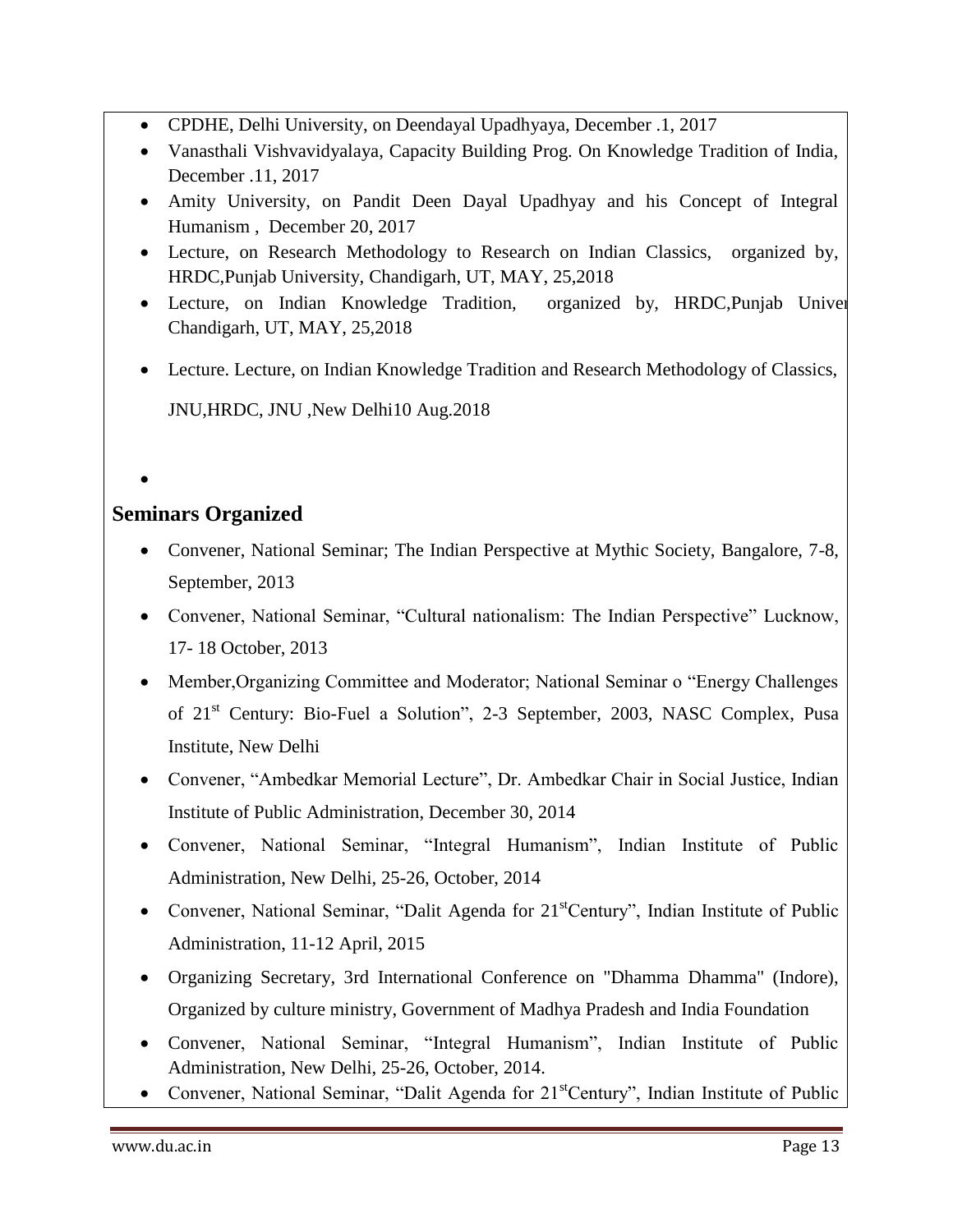- CPDHE, Delhi University, on Deendayal Upadhyaya, December .1, 2017
- Vanasthali Vishvavidyalaya, Capacity Building Prog. On Knowledge Tradition of India, December .11, 2017
- Amity University, on Pandit Deen Dayal Upadhyay and his Concept of Integral Humanism , December 20, 2017
- Lecture, on Research Methodology to Research on Indian Classics, organized by, HRDC,Punjab University, Chandigarh, UT, MAY, 25,2018
- Lecture, on Indian Knowledge Tradition, organized by, HRDC,Punjab Univer Chandigarh, UT, MAY, 25,2018
- Lecture. Lecture, on Indian Knowledge Tradition and Research Methodology of Classics, JNU,HRDC, JNU ,New Delhi10 Aug.2018
-

## Seminars Organized

- Convener, National Seminar; The Indian Perspective at Mythic Society, Bangalore, 7-8, September, 2013
- Convener, National Seminar, "Cultural nationalism: The Indian Perspective" Lucknow, 17- 18 October, 2013
- Member,Organizing Committee and Moderator; National Seminar o "Energy Challenges of 21st Century: Bio-Fuel a Solution", 2-3 September, 2003, NASC Complex, Pusa Institute, New Delhi
- Convener, "Ambedkar Memorial Lecture", Dr. Ambedkar Chair in Social Justice, Indian Institute of Public Administration, December 30, 2014
- Convener, National Seminar, "Integral Humanism", Indian Institute of Public Administration, New Delhi, 25-26, October, 2014
- Convener, National Seminar, "Dalit Agenda for 21stCentury", Indian Institute of Public Administration, 11-12 April, 2015
- Organizing Secretary, 3rd International Conference on "Dhamma Dhamma" (Indore), Organized by culture ministry, Government of Madhya Pradesh and India Foundation
- Convener, National Seminar, "Integral Humanism", Indian Institute of Public Administration, New Delhi, 25-26, October, 2014.
- Convener, National Seminar, "Dalit Agenda for 21stCentury", Indian Institute of Public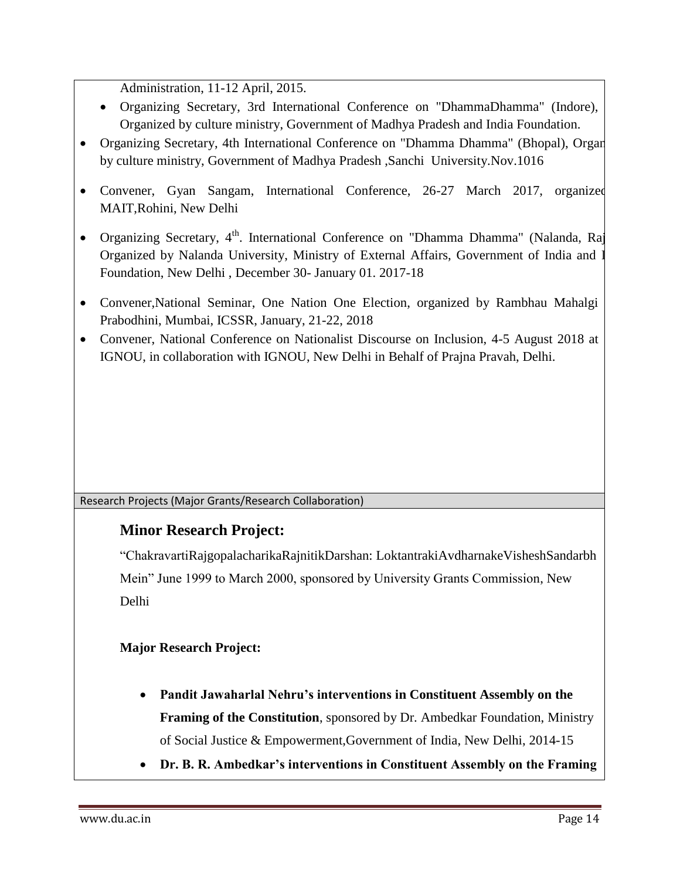Administration, 11-12 April, 2015.

- Organizing Secretary, 3rd International Conference on "DhammaDhamma" (Indore), Organized by culture ministry, Government of Madhya Pradesh and India Foundation.
- Organizing Secretary, 4th International Conference on "Dhamma Dhamma" (Bhopal), Organ by culture ministry, Government of Madhya Pradesh ,Sanchi University.Nov.1016
- Convener, Gyan Sangam, International Conference, 26-27 March 2017, organized MAIT,Rohini, New Delhi
- Organizing Secretary, 4th. International Conference on "Dhamma Dhamma" (Nalanda, Raj Organized by Nalanda University, Ministry of External Affairs, Government of India and I Foundation, New Delhi , December 30- January 01. 2017-18
- Convener,National Seminar, One Nation One Election, organized by Rambhau Mahalgi Prabodhini, Mumbai, ICSSR, January, 21-22, 2018
- Convener, National Conference on Nationalist Discourse on Inclusion, 4-5 August 2018 at IGNOU, in collaboration with IGNOU, New Delhi in Behalf of Prajna Pravah, Delhi.

Research Projects (Major Grants/Research Collaboration)

## Minor Research Project:

"ChakravartiRajgopalacharikaRajnitikDarshan: LoktantrakiAvdharnakeVisheshSandarbh Mein" June 1999 to March 2000, sponsored by University Grants Commission, New Delhi

**Major Research Project:**

- **Pandit Jawaharlal Nehru's interventions in Constituent Assembly on the Framing of the Constitution**, sponsored by Dr. Ambedkar Foundation, Ministry of Social Justice & Empowerment,Government of India, New Delhi, 2014-15
- **Dr. B. R. Ambedkar's interventions in Constituent Assembly on the Framing**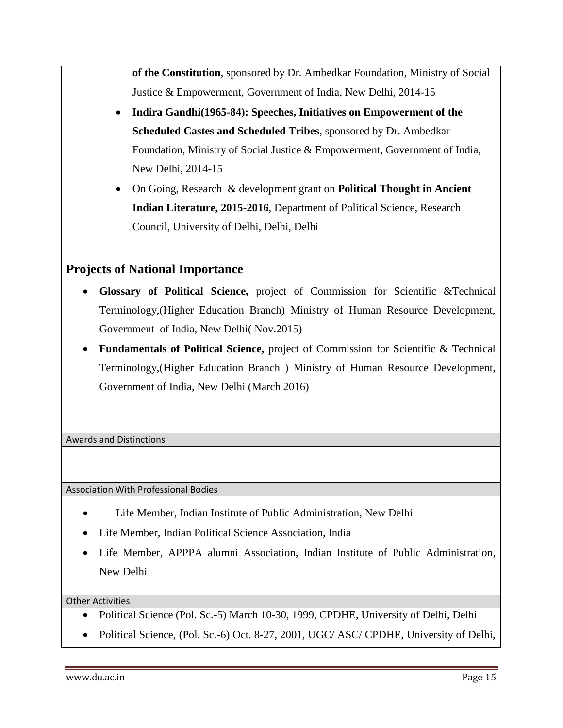- **of the Constitution**, sponsored by Dr. Ambedkar Foundation, Ministry of Social Justice & Empowerment, Government of India, New Delhi, 2014-15
- **Indira Gandhi(1965-84): Speeches, Initiatives on Empowerment of the Scheduled Castes and Scheduled Tribes**, sponsored by Dr. Ambedkar Foundation, Ministry of Social Justice & Empowerment, Government of India, New Delhi, 2014-15
- On Going, Research & development grant on **Political Thought in Ancient Indian Literature, 2015-2016**, Department of Political Science, Research Council, University of Delhi, Delhi, Delhi

## Projects of National Importance

- **Glossary of Political Science,** project of Commission for Scientific &Technical Terminology,(Higher Education Branch) Ministry of Human Resource Development, Government of India, New Delhi( Nov.2015)
- **Fundamentals of Political Science,** project of Commission for Scientific & Technical Terminology,(Higher Education Branch ) Ministry of Human Resource Development, Government of India, New Delhi (March 2016)

### Awards and Distinctions

### Association With Professional Bodies

- Life Member, Indian Institute of Public Administration, New Delhi
- Life Member, Indian Political Science Association, India
- Life Member, APPPA alumni Association, Indian Institute of Public Administration, New Delhi

### Other Activities

- Political Science (Pol. Sc.-5) March 10-30, 1999, CPDHE, University of Delhi, Delhi
- Political Science, (Pol. Sc.-6) Oct. 8-27, 2001, UGC/ ASC/ CPDHE, University of Delhi,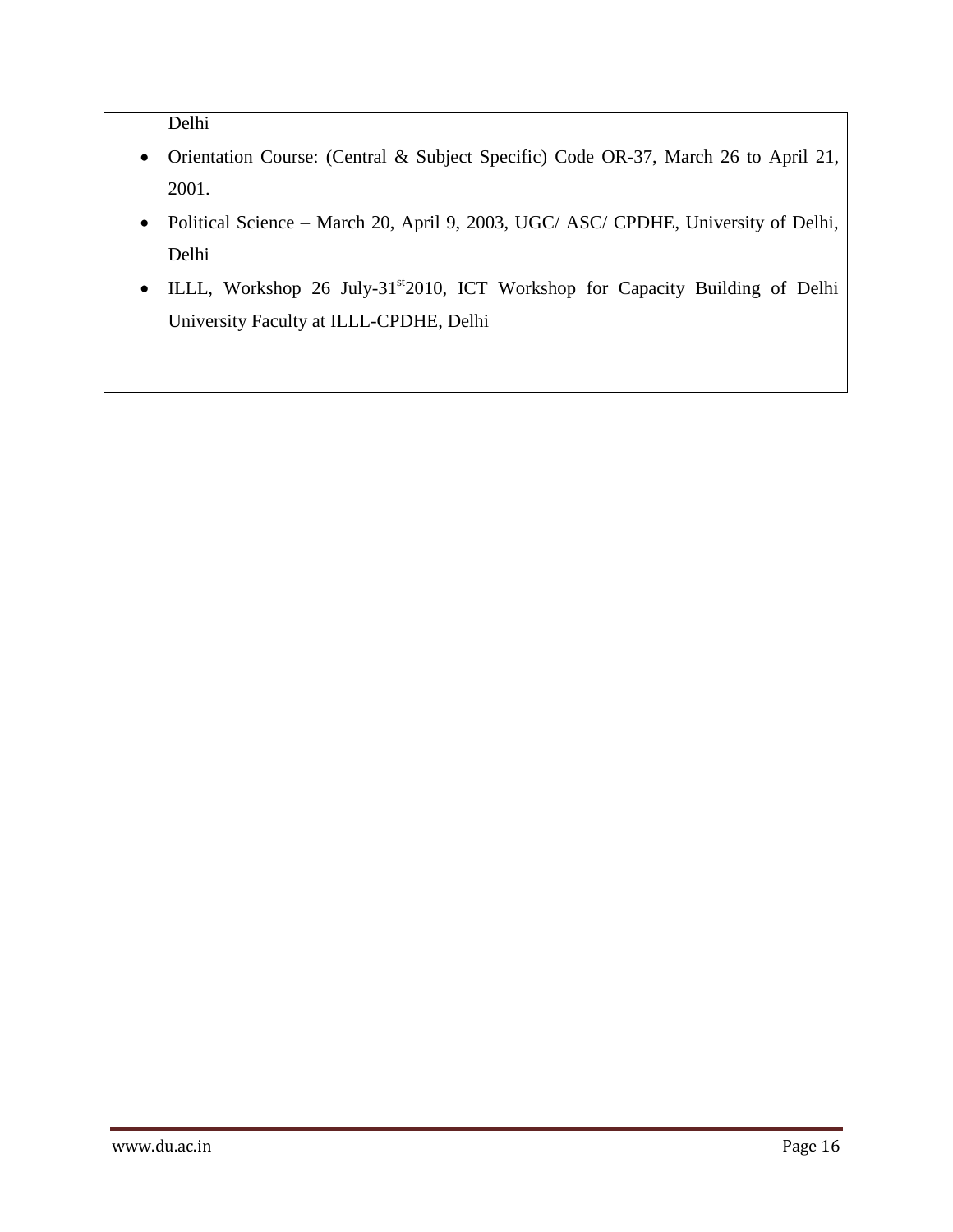Delhi

- Orientation Course: (Central & Subject Specific) Code OR-37, March 26 to April 21, 2001.
- Political Science – March 20, April 9, 2003, UGC/ ASC/ CPDHE, University of Delhi, Delhi
- ILLL, Workshop 26 July-31st 2010, ICT Workshop for Capacity Building of Delhi University Faculty at ILLL-CPDHE, Delhi